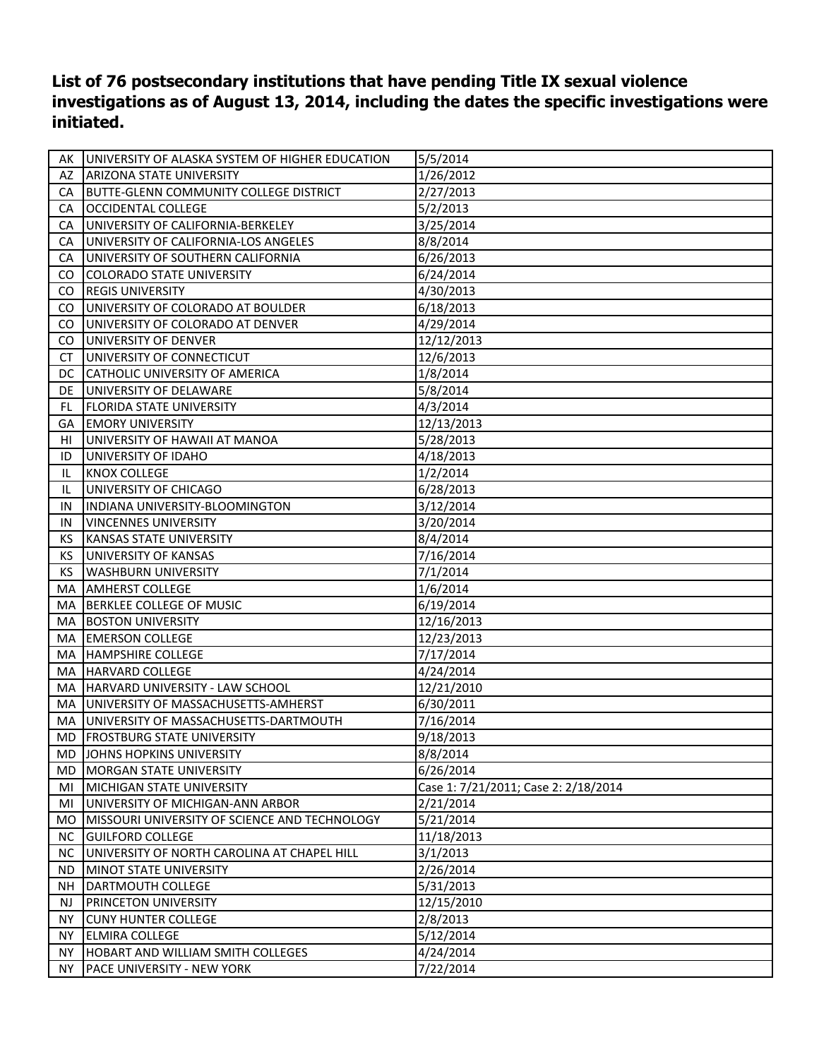**List of 76 postsecondary institutions that have pending Title IX sexual violence investigations as of August 13, 2014, including the dates the specific investigations were initiated.**

| | | |
|---|---|---|
| AK | UNIVERSITY OF ALASKA SYSTEM OF HIGHER EDUCATION | 5/5/2014 |
| AZ | ARIZONA STATE UNIVERSITY | 1/26/2012 |
| CA | BUTTE-GLENN COMMUNITY COLLEGE DISTRICT | 2/27/2013 |
| CA | OCCIDENTAL COLLEGE | 5/2/2013 |
| CA | UNIVERSITY OF CALIFORNIA-BERKELEY | 3/25/2014 |
| CA | UNIVERSITY OF CALIFORNIA-LOS ANGELES | 8/8/2014 |
| CA | UNIVERSITY OF SOUTHERN CALIFORNIA | 6/26/2013 |
| CO | COLORADO STATE UNIVERSITY | 6/24/2014 |
| CO | REGIS UNIVERSITY | 4/30/2013 |
| CO | UNIVERSITY OF COLORADO AT BOULDER | 6/18/2013 |
| CO | UNIVERSITY OF COLORADO AT DENVER | 4/29/2014 |
| CO | UNIVERSITY OF DENVER | 12/12/2013 |
| CT | UNIVERSITY OF CONNECTICUT | 12/6/2013 |
| DC | CATHOLIC UNIVERSITY OF AMERICA | 1/8/2014 |
| DE | UNIVERSITY OF DELAWARE | 5/8/2014 |
| FL | FLORIDA STATE UNIVERSITY | 4/3/2014 |
| GA | EMORY UNIVERSITY | 12/13/2013 |
| HI | UNIVERSITY OF HAWAII AT MANOA | 5/28/2013 |
| ID | UNIVERSITY OF IDAHO | 4/18/2013 |
| IL | KNOX COLLEGE | 1/2/2014 |
| IL | UNIVERSITY OF CHICAGO | 6/28/2013 |
| IN | INDIANA UNIVERSITY-BLOOMINGTON | 3/12/2014 |
| IN | VINCENNES UNIVERSITY | 3/20/2014 |
| KS | KANSAS STATE UNIVERSITY | 8/4/2014 |
| KS | UNIVERSITY OF KANSAS | 7/16/2014 |
| KS | WASHBURN UNIVERSITY | 7/1/2014 |
| MA | AMHERST COLLEGE | 1/6/2014 |
| MA | BERKLEE COLLEGE OF MUSIC | 6/19/2014 |
| MA | BOSTON UNIVERSITY | 12/16/2013 |
| MA | EMERSON COLLEGE | 12/23/2013 |
| MA | HAMPSHIRE COLLEGE | 7/17/2014 |
| MA | HARVARD COLLEGE | 4/24/2014 |
| MA | HARVARD UNIVERSITY - LAW SCHOOL | 12/21/2010 |
| MA | UNIVERSITY OF MASSACHUSETTS-AMHERST | 6/30/2011 |
| MA | UNIVERSITY OF MASSACHUSETTS-DARTMOUTH | 7/16/2014 |
| MD | FROSTBURG STATE UNIVERSITY | 9/18/2013 |
| MD | JOHNS HOPKINS UNIVERSITY | 8/8/2014 |
| MD | MORGAN STATE UNIVERSITY | 6/26/2014 |
| MI | MICHIGAN STATE UNIVERSITY | Case 1: 7/21/2011; Case 2: 2/18/2014 |
| MI | UNIVERSITY OF MICHIGAN-ANN ARBOR | 2/21/2014 |
| MO | MISSOURI UNIVERSITY OF SCIENCE AND TECHNOLOGY | 5/21/2014 |
| NC | GUILFORD COLLEGE | 11/18/2013 |
| NC | UNIVERSITY OF NORTH CAROLINA AT CHAPEL HILL | 3/1/2013 |
| ND | MINOT STATE UNIVERSITY | 2/26/2014 |
| NH | DARTMOUTH COLLEGE | 5/31/2013 |
| NJ | PRINCETON UNIVERSITY | 12/15/2010 |
| NY | CUNY HUNTER COLLEGE | 2/8/2013 |
| NY | ELMIRA COLLEGE | 5/12/2014 |
| NY | HOBART AND WILLIAM SMITH COLLEGES | 4/24/2014 |
| NY | PACE UNIVERSITY - NEW YORK | 7/22/2014 |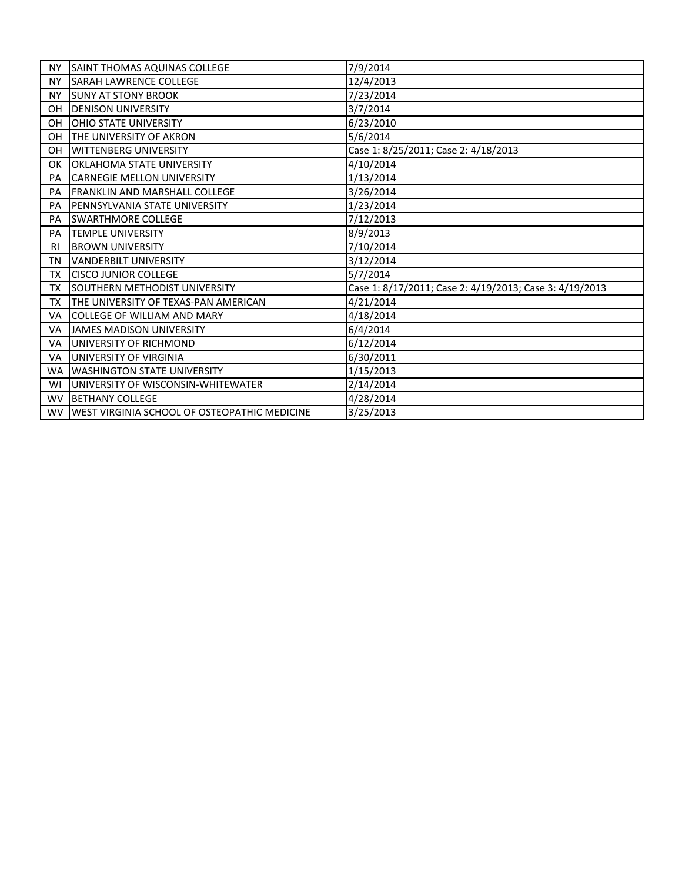| | | |
|---|---|---|
| NY | SAINT THOMAS AQUINAS COLLEGE | 7/9/2014 |
| NY | SARAH LAWRENCE COLLEGE | 12/4/2013 |
| NY | SUNY AT STONY BROOK | 7/23/2014 |
| OH | DENISON UNIVERSITY | 3/7/2014 |
| OH | OHIO STATE UNIVERSITY | 6/23/2010 |
| OH | THE UNIVERSITY OF AKRON | 5/6/2014 |
| OH | WITTENBERG UNIVERSITY | Case 1: 8/25/2011; Case 2: 4/18/2013 |
| OK | OKLAHOMA STATE UNIVERSITY | 4/10/2014 |
| PA | CARNEGIE MELLON UNIVERSITY | 1/13/2014 |
| PA | FRANKLIN AND MARSHALL COLLEGE | 3/26/2014 |
| PA | PENNSYLVANIA STATE UNIVERSITY | 1/23/2014 |
| PA | SWARTHMORE COLLEGE | 7/12/2013 |
| PA | TEMPLE UNIVERSITY | 8/9/2013 |
| RI | BROWN UNIVERSITY | 7/10/2014 |
| TN | VANDERBILT UNIVERSITY | 3/12/2014 |
| TX | CISCO JUNIOR COLLEGE | 5/7/2014 |
| TX | SOUTHERN METHODIST UNIVERSITY | Case 1: 8/17/2011; Case 2: 4/19/2013; Case 3: 4/19/2013 |
| TX | THE UNIVERSITY OF TEXAS-PAN AMERICAN | 4/21/2014 |
| VA | COLLEGE OF WILLIAM AND MARY | 4/18/2014 |
| VA | JAMES MADISON UNIVERSITY | 6/4/2014 |
| VA | UNIVERSITY OF RICHMOND | 6/12/2014 |
| VA | UNIVERSITY OF VIRGINIA | 6/30/2011 |
| WA | WASHINGTON STATE UNIVERSITY | 1/15/2013 |
| WI | UNIVERSITY OF WISCONSIN-WHITEWATER | 2/14/2014 |
| WV | BETHANY COLLEGE | 4/28/2014 |
| WV | WEST VIRGINIA SCHOOL OF OSTEOPATHIC MEDICINE | 3/25/2013 |